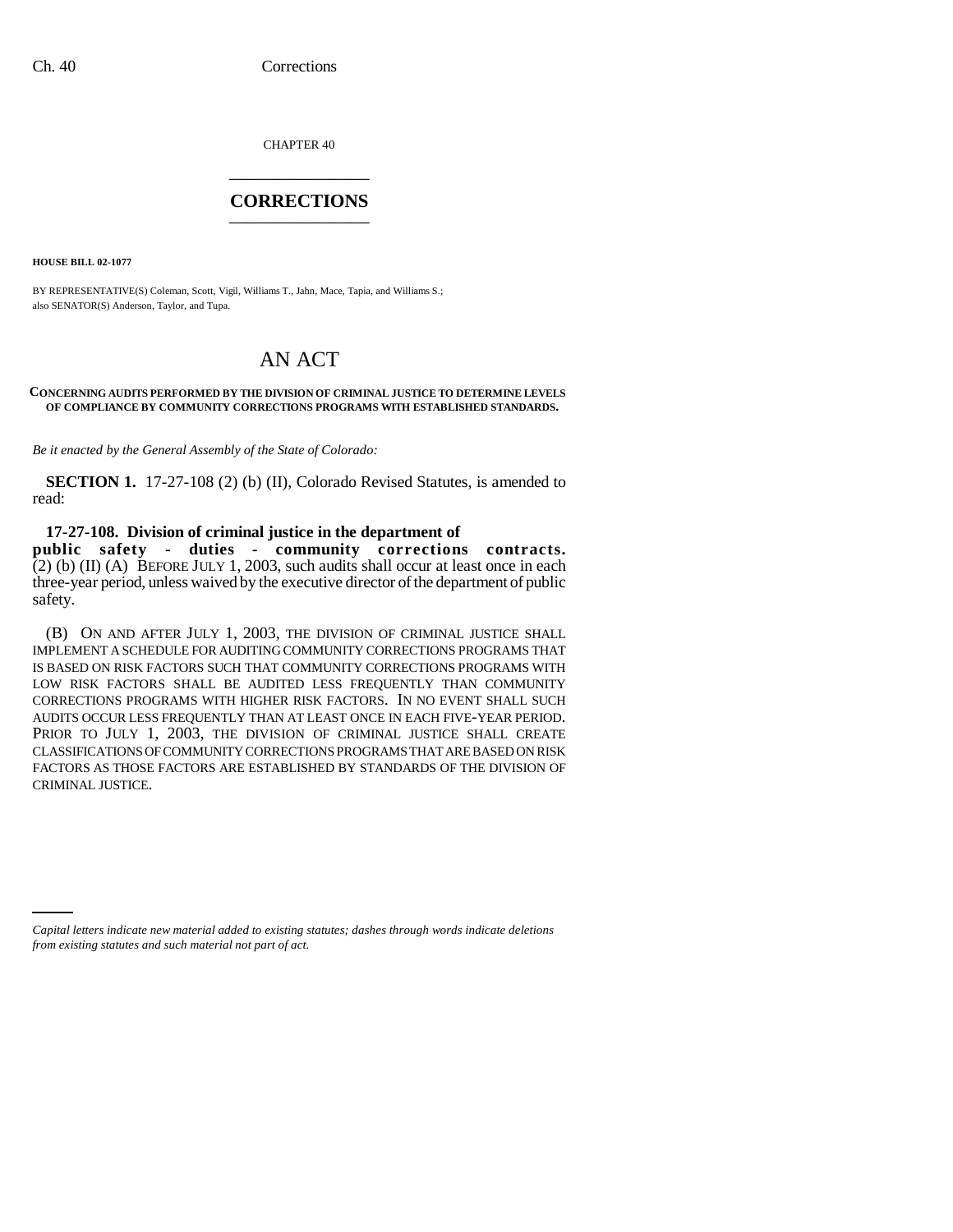CHAPTER 40

# CORRECTIONS

**HOUSE BILL 02-1077**

BY REPRESENTATIVE(S) Coleman, Scott, Vigil, Williams T., Jahn, Mace, Tapia, and Williams S.;
also SENATOR(S) Anderson, Taylor, and Tupa.

# AN ACT

**CONCERNING AUDITS PERFORMED BY THE DIVISION OF CRIMINAL JUSTICE TO DETERMINE LEVELS OF COMPLIANCE BY COMMUNITY CORRECTIONS PROGRAMS WITH ESTABLISHED STANDARDS.**

*Be it enacted by the General Assembly of the State of Colorado:*

**SECTION 1.** 17-27-108 (2) (b) (II), Colorado Revised Statutes, is amended to read:

**17-27-108. Division of criminal justice in the department of public safety - duties - community corrections contracts.** (2) (b) (II) (A) BEFORE JULY 1, 2003, such audits shall occur at least once in each three-year period, unless waived by the executive director of the department of public safety.

(B) ON AND AFTER JULY 1, 2003, THE DIVISION OF CRIMINAL JUSTICE SHALL IMPLEMENT A SCHEDULE FOR AUDITING COMMUNITY CORRECTIONS PROGRAMS THAT IS BASED ON RISK FACTORS SUCH THAT COMMUNITY CORRECTIONS PROGRAMS WITH LOW RISK FACTORS SHALL BE AUDITED LESS FREQUENTLY THAN COMMUNITY CORRECTIONS PROGRAMS WITH HIGHER RISK FACTORS. IN NO EVENT SHALL SUCH AUDITS OCCUR LESS FREQUENTLY THAN AT LEAST ONCE IN EACH FIVE-YEAR PERIOD. PRIOR TO JULY 1, 2003, THE DIVISION OF CRIMINAL JUSTICE SHALL CREATE CLASSIFICATIONS OF COMMUNITY CORRECTIONS PROGRAMS THAT ARE BASED ON RISK FACTORS AS THOSE FACTORS ARE ESTABLISHED BY STANDARDS OF THE DIVISION OF CRIMINAL JUSTICE.

*Capital letters indicate new material added to existing statutes; dashes through words indicate deletions from existing statutes and such material not part of act.*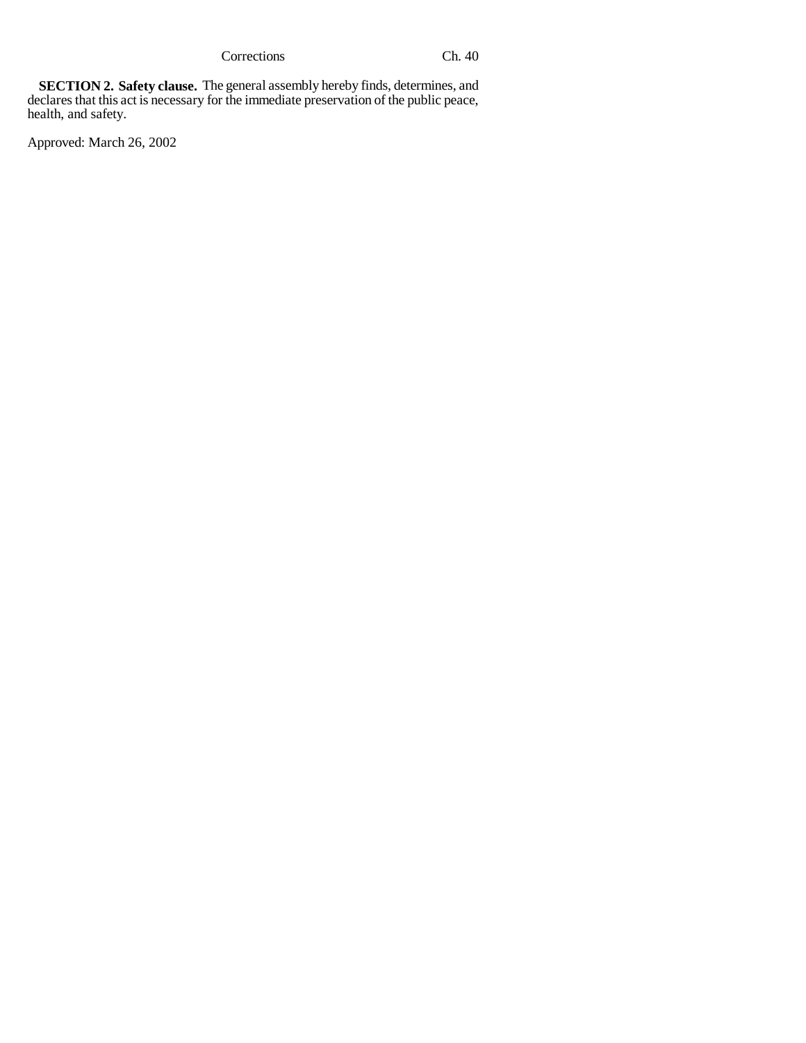**SECTION 2. Safety clause.** The general assembly hereby finds, determines, and declares that this act is necessary for the immediate preservation of the public peace, health, and safety.

Approved: March 26, 2002